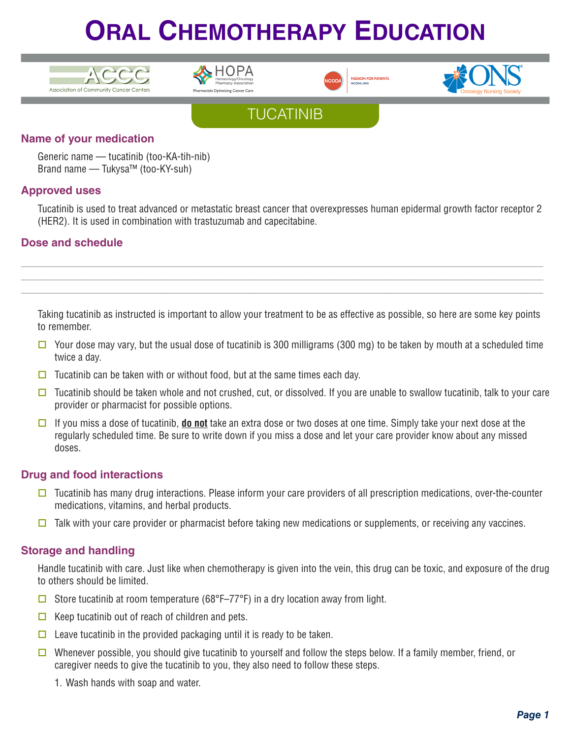# Oral Chemotherapy Education

## TUCATINIB

### Name of your medication

Generic name — tucatinib (too-KA-tih-nib)
Brand name — Tukysa™ (too-KY-suh)

### Approved uses

Tucatinib is used to treat advanced or metastatic breast cancer that overexpresses human epidermal growth factor receptor 2 (HER2). It is used in combination with trastuzumab and capecitabine.

### Dose and schedule

\_\_\_\_\_\_\_\_\_\_\_\_\_\_\_\_\_\_\_\_\_\_\_\_\_\_\_\_\_\_\_\_\_\_\_\_\_\_\_\_\_\_\_\_\_\_\_\_\_\_\_\_\_\_\_\_\_\_\_\_\_\_\_\_\_\_\_\_\_\_\_\_\_\_\_\_

\_\_\_\_\_\_\_\_\_\_\_\_\_\_\_\_\_\_\_\_\_\_\_\_\_\_\_\_\_\_\_\_\_\_\_\_\_\_\_\_\_\_\_\_\_\_\_\_\_\_\_\_\_\_\_\_\_\_\_\_\_\_\_\_\_\_\_\_\_\_\_\_\_\_\_\_

\_\_\_\_\_\_\_\_\_\_\_\_\_\_\_\_\_\_\_\_\_\_\_\_\_\_\_\_\_\_\_\_\_\_\_\_\_\_\_\_\_\_\_\_\_\_\_\_\_\_\_\_\_\_\_\_\_\_\_\_\_\_\_\_\_\_\_\_\_\_\_\_\_\_\_\_

Taking tucatinib as instructed is important to allow your treatment to be as effective as possible, so here are some key points to remember.

- ☐ Your dose may vary, but the usual dose of tucatinib is 300 milligrams (300 mg) to be taken by mouth at a scheduled time twice a day.
- ☐ Tucatinib can be taken with or without food, but at the same times each day.
- ☐ Tucatinib should be taken whole and not crushed, cut, or dissolved. If you are unable to swallow tucatinib, talk to your care provider or pharmacist for possible options.
- ☐ If you miss a dose of tucatinib, **do not** take an extra dose or two doses at one time. Simply take your next dose at the regularly scheduled time. Be sure to write down if you miss a dose and let your care provider know about any missed doses.

### Drug and food interactions

- ☐ Tucatinib has many drug interactions. Please inform your care providers of all prescription medications, over-the-counter medications, vitamins, and herbal products.
- ☐ Talk with your care provider or pharmacist before taking new medications or supplements, or receiving any vaccines.

### Storage and handling

Handle tucatinib with care. Just like when chemotherapy is given into the vein, this drug can be toxic, and exposure of the drug to others should be limited.

- ☐ Store tucatinib at room temperature (68°F–77°F) in a dry location away from light.
- ☐ Keep tucatinib out of reach of children and pets.
- ☐ Leave tucatinib in the provided packaging until it is ready to be taken.
- ☐ Whenever possible, you should give tucatinib to yourself and follow the steps below. If a family member, friend, or caregiver needs to give the tucatinib to you, they also need to follow these steps.

  1. Wash hands with soap and water.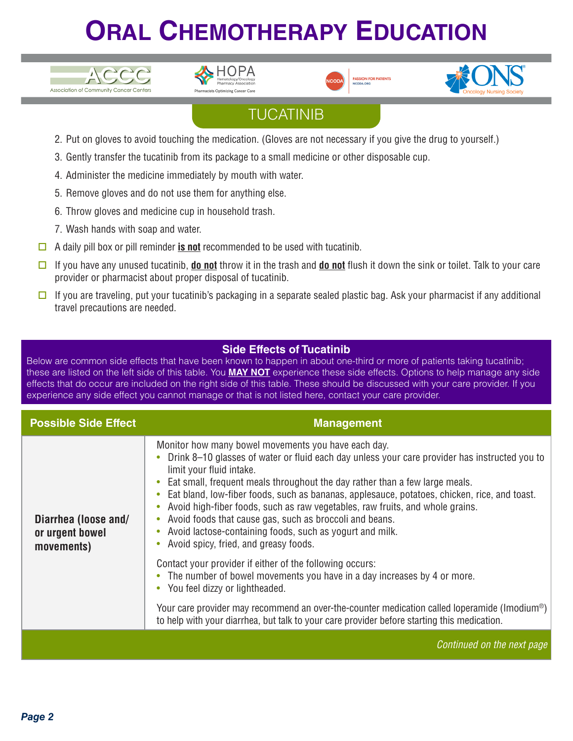# ORAL CHEMOTHERAPY EDUCATION

## TUCATINIB

2. Put on gloves to avoid touching the medication. (Gloves are not necessary if you give the drug to yourself.)
3. Gently transfer the tucatinib from its package to a small medicine or other disposable cup.
4. Administer the medicine immediately by mouth with water.
5. Remove gloves and do not use them for anything else.
6. Throw gloves and medicine cup in household trash.
7. Wash hands with soap and water.

- ☐ A daily pill box or pill reminder **is not** recommended to be used with tucatinib.
- ☐ If you have any unused tucatinib, **do not** throw it in the trash and **do not** flush it down the sink or toilet. Talk to your care provider or pharmacist about proper disposal of tucatinib.
- ☐ If you are traveling, put your tucatinib's packaging in a separate sealed plastic bag. Ask your pharmacist if any additional travel precautions are needed.

### Side Effects of Tucatinib

Below are common side effects that have been known to happen in about one-third or more of patients taking tucatinib; these are listed on the left side of this table. You **MAY NOT** experience these side effects. Options to help manage any side effects that do occur are included on the right side of this table. These should be discussed with your care provider. If you experience any side effect you cannot manage or that is not listed here, contact your care provider.

| Possible Side Effect | Management |
|---|---|
| **Diarrhea (loose and/or urgent bowel movements)** | Monitor how many bowel movements you have each day.<br>• Drink 8–10 glasses of water or fluid each day unless your care provider has instructed you to limit your fluid intake.<br>• Eat small, frequent meals throughout the day rather than a few large meals.<br>• Eat bland, low-fiber foods, such as bananas, applesauce, potatoes, chicken, rice, and toast.<br>• Avoid high-fiber foods, such as raw vegetables, raw fruits, and whole grains.<br>• Avoid foods that cause gas, such as broccoli and beans.<br>• Avoid lactose-containing foods, such as yogurt and milk.<br>• Avoid spicy, fried, and greasy foods.<br><br>Contact your provider if either of the following occurs:<br>• The number of bowel movements you have in a day increases by 4 or more.<br>• You feel dizzy or lightheaded.<br><br>Your care provider may recommend an over-the-counter medication called loperamide (Imodium®) to help with your diarrhea, but talk to your care provider before starting this medication. |

*Continued on the next page*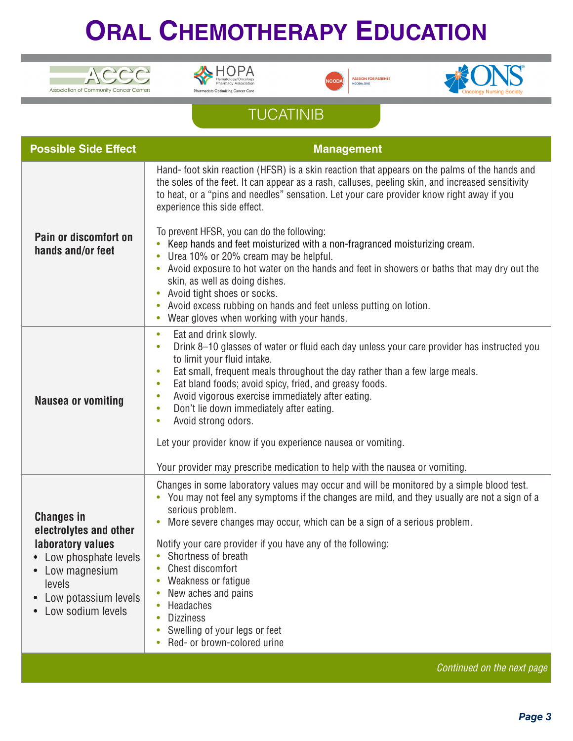# Oral Chemotherapy Education

## TUCATINIB

| Possible Side Effect | Management |
| --- | --- |
| **Pain or discomfort on hands and/or feet** | Hand- foot skin reaction (HFSR) is a skin reaction that appears on the palms of the hands and the soles of the feet. It can appear as a rash, calluses, peeling skin, and increased sensitivity to heat, or a "pins and needles" sensation. Let your care provider know right away if you experience this side effect.<br><br>To prevent HFSR, you can do the following:<br>• Keep hands and feet moisturized with a non-fragranced moisturizing cream.<br>• Urea 10% or 20% cream may be helpful.<br>• Avoid exposure to hot water on the hands and feet in showers or baths that may dry out the skin, as well as doing dishes.<br>• Avoid tight shoes or socks.<br>• Avoid excess rubbing on hands and feet unless putting on lotion.<br>• Wear gloves when working with your hands. |
| **Nausea or vomiting** | • Eat and drink slowly.<br>• Drink 8–10 glasses of water or fluid each day unless your care provider has instructed you to limit your fluid intake.<br>• Eat small, frequent meals throughout the day rather than a few large meals.<br>• Eat bland foods; avoid spicy, fried, and greasy foods.<br>• Avoid vigorous exercise immediately after eating.<br>• Don't lie down immediately after eating.<br>• Avoid strong odors.<br><br>Let your provider know if you experience nausea or vomiting.<br><br>Your provider may prescribe medication to help with the nausea or vomiting. |
| **Changes in electrolytes and other laboratory values**<br>• Low phosphate levels<br>• Low magnesium levels<br>• Low potassium levels<br>• Low sodium levels | Changes in some laboratory values may occur and will be monitored by a simple blood test.<br>• You may not feel any symptoms if the changes are mild, and they usually are not a sign of a serious problem.<br>• More severe changes may occur, which can be a sign of a serious problem.<br><br>Notify your care provider if you have any of the following:<br>• Shortness of breath<br>• Chest discomfort<br>• Weakness or fatigue<br>• New aches and pains<br>• Headaches<br>• Dizziness<br>• Swelling of your legs or feet<br>• Red- or brown-colored urine |

*Continued on the next page*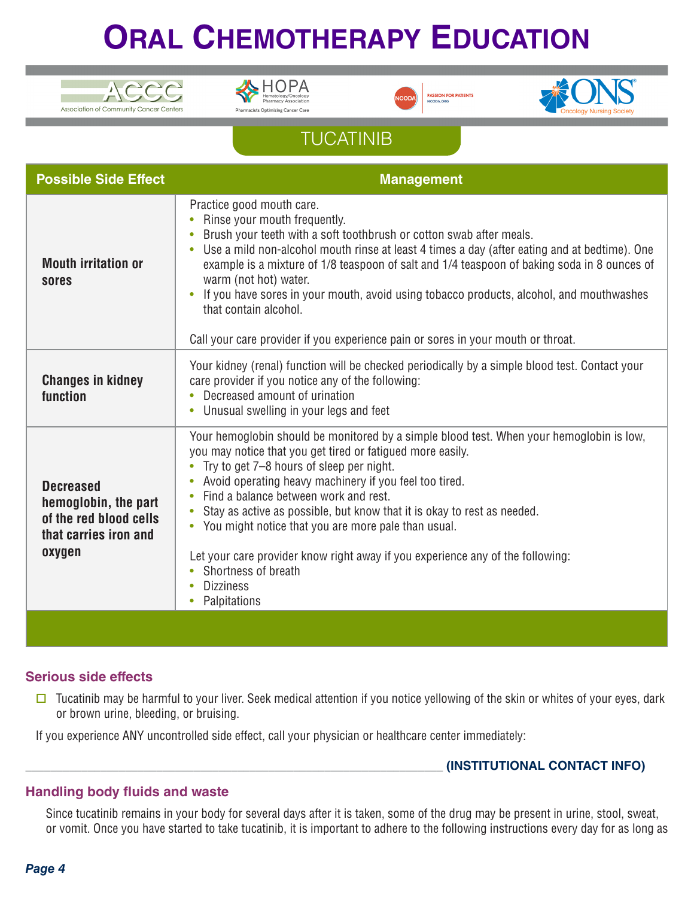# Oral Chemotherapy Education

## TUCATINIB

| Possible Side Effect | Management |
| --- | --- |
| **Mouth irritation or sores** | Practice good mouth care.<br>• Rinse your mouth frequently.<br>• Brush your teeth with a soft toothbrush or cotton swab after meals.<br>• Use a mild non-alcohol mouth rinse at least 4 times a day (after eating and at bedtime). One example is a mixture of 1/8 teaspoon of salt and 1/4 teaspoon of baking soda in 8 ounces of warm (not hot) water.<br>• If you have sores in your mouth, avoid using tobacco products, alcohol, and mouthwashes that contain alcohol.<br><br>Call your care provider if you experience pain or sores in your mouth or throat. |
| **Changes in kidney function** | Your kidney (renal) function will be checked periodically by a simple blood test. Contact your care provider if you notice any of the following:<br>• Decreased amount of urination<br>• Unusual swelling in your legs and feet |
| **Decreased hemoglobin, the part of the red blood cells that carries iron and oxygen** | Your hemoglobin should be monitored by a simple blood test. When your hemoglobin is low, you may notice that you get tired or fatigued more easily.<br>• Try to get 7–8 hours of sleep per night.<br>• Avoid operating heavy machinery if you feel too tired.<br>• Find a balance between work and rest.<br>• Stay as active as possible, but know that it is okay to rest as needed.<br>• You might notice that you are more pale than usual.<br><br>Let your care provider know right away if you experience any of the following:<br>• Shortness of breath<br>• Dizziness<br>• Palpitations |

### Serious side effects

- ☐ Tucatinib may be harmful to your liver. Seek medical attention if you notice yellowing of the skin or whites of your eyes, dark or brown urine, bleeding, or bruising.

If you experience ANY uncontrolled side effect, call your physician or healthcare center immediately:

_______________________________________________ **(INSTITUTIONAL CONTACT INFO)**

### Handling body fluids and waste

Since tucatinib remains in your body for several days after it is taken, some of the drug may be present in urine, stool, sweat, or vomit. Once you have started to take tucatinib, it is important to adhere to the following instructions every day for as long as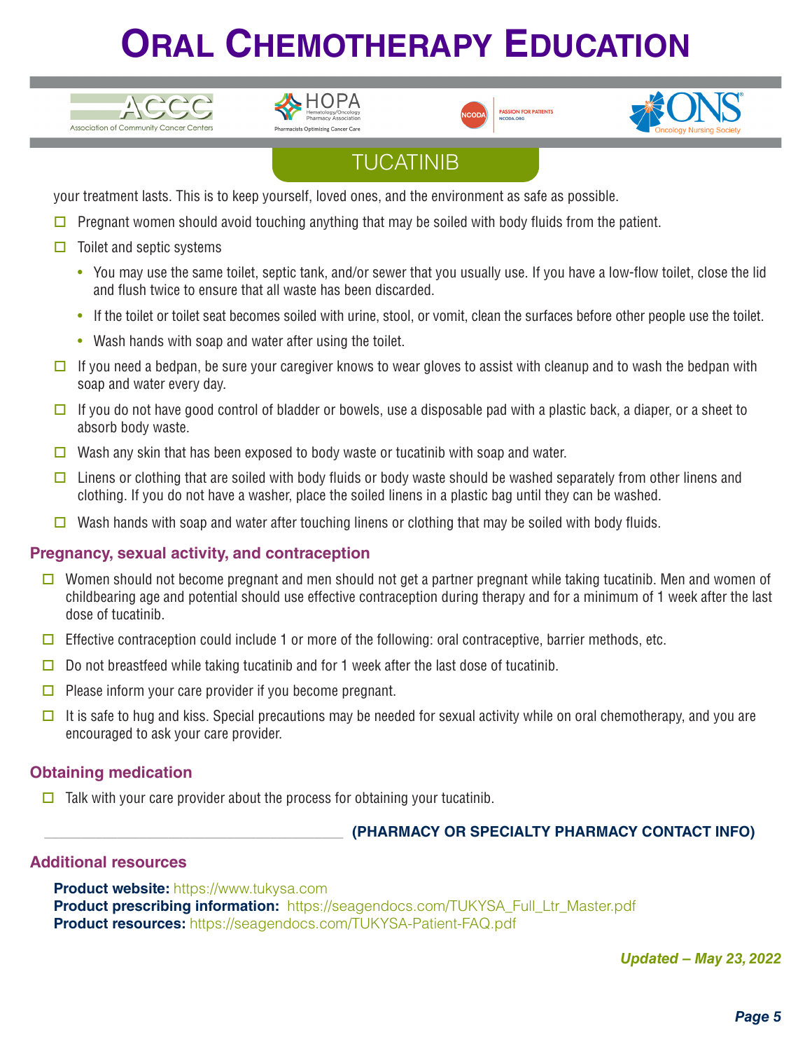your treatment lasts. This is to keep yourself, loved ones, and the environment as safe as possible.

- ☐ Pregnant women should avoid touching anything that may be soiled with body fluids from the patient.
- ☐ Toilet and septic systems
  - You may use the same toilet, septic tank, and/or sewer that you usually use. If you have a low-flow toilet, close the lid and flush twice to ensure that all waste has been discarded.
  - If the toilet or toilet seat becomes soiled with urine, stool, or vomit, clean the surfaces before other people use the toilet.
  - Wash hands with soap and water after using the toilet.
- ☐ If you need a bedpan, be sure your caregiver knows to wear gloves to assist with cleanup and to wash the bedpan with soap and water every day.
- ☐ If you do not have good control of bladder or bowels, use a disposable pad with a plastic back, a diaper, or a sheet to absorb body waste.
- ☐ Wash any skin that has been exposed to body waste or tucatinib with soap and water.
- ☐ Linens or clothing that are soiled with body fluids or body waste should be washed separately from other linens and clothing. If you do not have a washer, place the soiled linens in a plastic bag until they can be washed.
- ☐ Wash hands with soap and water after touching linens or clothing that may be soiled with body fluids.

## Pregnancy, sexual activity, and contraception

- ☐ Women should not become pregnant and men should not get a partner pregnant while taking tucatinib. Men and women of childbearing age and potential should use effective contraception during therapy and for a minimum of 1 week after the last dose of tucatinib.
- ☐ Effective contraception could include 1 or more of the following: oral contraceptive, barrier methods, etc.
- ☐ Do not breastfeed while taking tucatinib and for 1 week after the last dose of tucatinib.
- ☐ Please inform your care provider if you become pregnant.
- ☐ It is safe to hug and kiss. Special precautions may be needed for sexual activity while on oral chemotherapy, and you are encouraged to ask your care provider.

## Obtaining medication

- ☐ Talk with your care provider about the process for obtaining your tucatinib.

_______________________________________ **(PHARMACY OR SPECIALTY PHARMACY CONTACT INFO)**

## Additional resources

**Product website:** https://www.tukysa.com
**Product prescribing information:** https://seagendocs.com/TUKYSA_Full_Ltr_Master.pdf
**Product resources:** https://seagendocs.com/TUKYSA-Patient-FAQ.pdf

***Updated – May 23, 2022***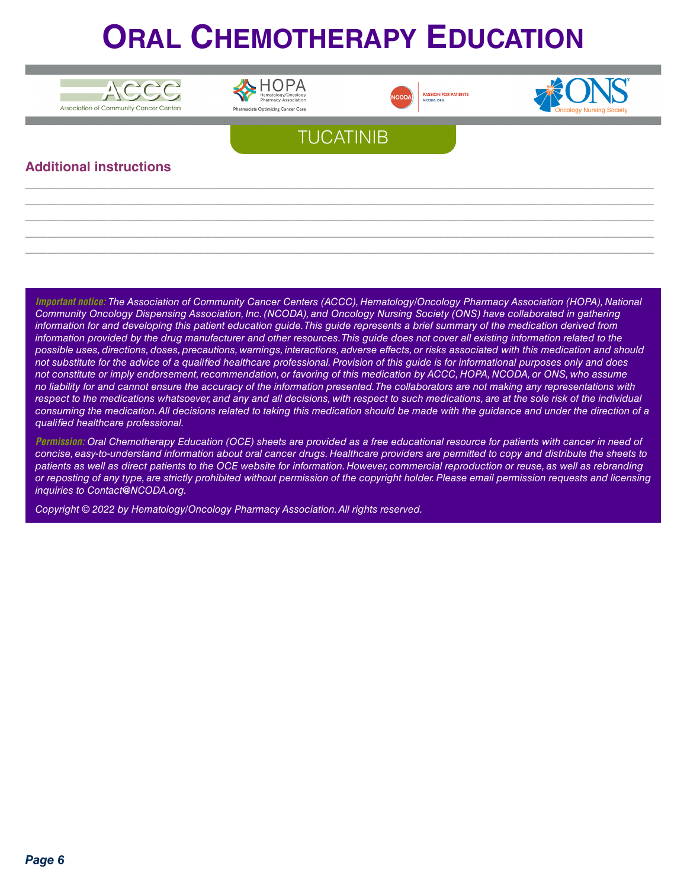# ORAL CHEMOTHERAPY EDUCATION

TUCATINIB

## Additional instructions

_______________________________________________________________________________

_______________________________________________________________________________

_______________________________________________________________________________

_______________________________________________________________________________

_______________________________________________________________________________

***Important notice:*** *The Association of Community Cancer Centers (ACCC), Hematology/Oncology Pharmacy Association (HOPA), National Community Oncology Dispensing Association, Inc. (NCODA), and Oncology Nursing Society (ONS) have collaborated in gathering information for and developing this patient education guide. This guide represents a brief summary of the medication derived from information provided by the drug manufacturer and other resources. This guide does not cover all existing information related to the possible uses, directions, doses, precautions, warnings, interactions, adverse effects, or risks associated with this medication and should not substitute for the advice of a qualified healthcare professional. Provision of this guide is for informational purposes only and does not constitute or imply endorsement, recommendation, or favoring of this medication by ACCC, HOPA, NCODA, or ONS, who assume no liability for and cannot ensure the accuracy of the information presented. The collaborators are not making any representations with respect to the medications whatsoever, and any and all decisions, with respect to such medications, are at the sole risk of the individual consuming the medication. All decisions related to taking this medication should be made with the guidance and under the direction of a qualified healthcare professional.*

***Permission:*** *Oral Chemotherapy Education (OCE) sheets are provided as a free educational resource for patients with cancer in need of concise, easy-to-understand information about oral cancer drugs. Healthcare providers are permitted to copy and distribute the sheets to patients as well as direct patients to the OCE website for information. However, commercial reproduction or reuse, as well as rebranding or reposting of any type, are strictly prohibited without permission of the copyright holder. Please email permission requests and licensing inquiries to Contact@NCODA.org.*

*Copyright © 2022 by Hematology/Oncology Pharmacy Association. All rights reserved.*